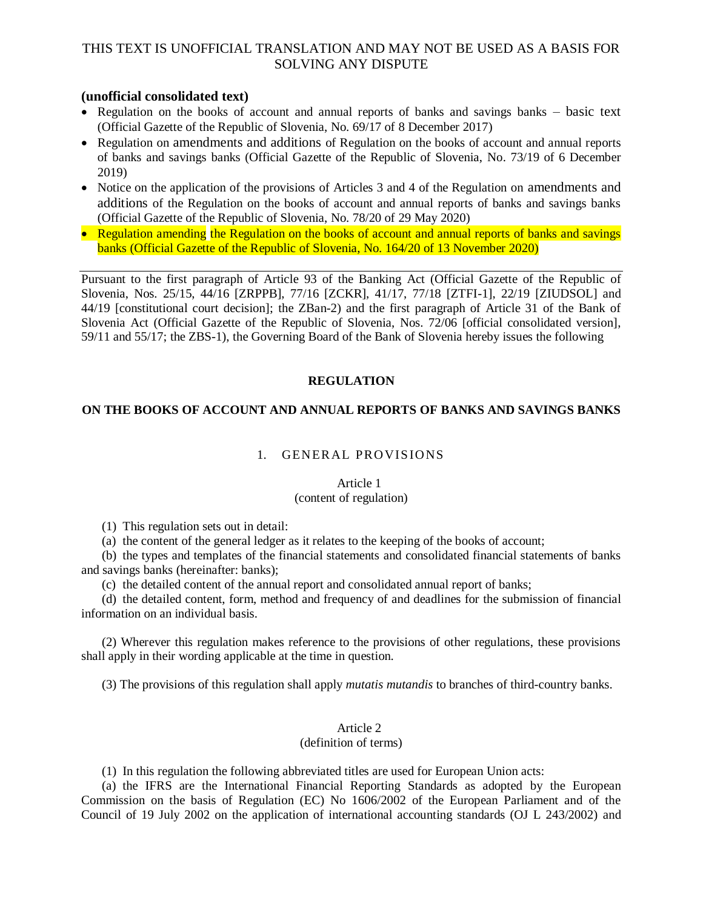THIS TEXT IS UNOFFICIAL TRANSLATION AND MAY NOT BE USED AS A BASIS FOR SOLVING ANY DISPUTE

**(unofficial consolidated text)**

- Regulation on the books of account and annual reports of banks and savings banks – basic text (Official Gazette of the Republic of Slovenia, No. 69/17 of 8 December 2017)
- Regulation on amendments and additions of Regulation on the books of account and annual reports of banks and savings banks (Official Gazette of the Republic of Slovenia, No. 73/19 of 6 December 2019)
- Notice on the application of the provisions of Articles 3 and 4 of the Regulation on amendments and additions of the Regulation on the books of account and annual reports of banks and savings banks (Official Gazette of the Republic of Slovenia, No. 78/20 of 29 May 2020)
- Regulation amending the Regulation on the books of account and annual reports of banks and savings banks (Official Gazette of the Republic of Slovenia, No. 164/20 of 13 November 2020)

---

Pursuant to the first paragraph of Article 93 of the Banking Act (Official Gazette of the Republic of Slovenia, Nos. 25/15, 44/16 [ZRPPB], 77/16 [ZCKR], 41/17, 77/18 [ZTFI-1], 22/19 [ZIUDSOL] and 44/19 [constitutional court decision]; the ZBan-2) and the first paragraph of Article 31 of the Bank of Slovenia Act (Official Gazette of the Republic of Slovenia, Nos. 72/06 [official consolidated version], 59/11 and 55/17; the ZBS-1), the Governing Board of the Bank of Slovenia hereby issues the following

# REGULATION

# ON THE BOOKS OF ACCOUNT AND ANNUAL REPORTS OF BANKS AND SAVINGS BANKS

## 1. GENERAL PROVISIONS

### Article 1
(content of regulation)

(1) This regulation sets out in detail:

(a) the content of the general ledger as it relates to the keeping of the books of account;

(b) the types and templates of the financial statements and consolidated financial statements of banks and savings banks (hereinafter: banks);

(c) the detailed content of the annual report and consolidated annual report of banks;

(d) the detailed content, form, method and frequency of and deadlines for the submission of financial information on an individual basis.

(2) Wherever this regulation makes reference to the provisions of other regulations, these provisions shall apply in their wording applicable at the time in question.

(3) The provisions of this regulation shall apply *mutatis mutandis* to branches of third-country banks.

### Article 2
(definition of terms)

(1) In this regulation the following abbreviated titles are used for European Union acts:

(a) the IFRS are the International Financial Reporting Standards as adopted by the European Commission on the basis of Regulation (EC) No 1606/2002 of the European Parliament and of the Council of 19 July 2002 on the application of international accounting standards (OJ L 243/2002) and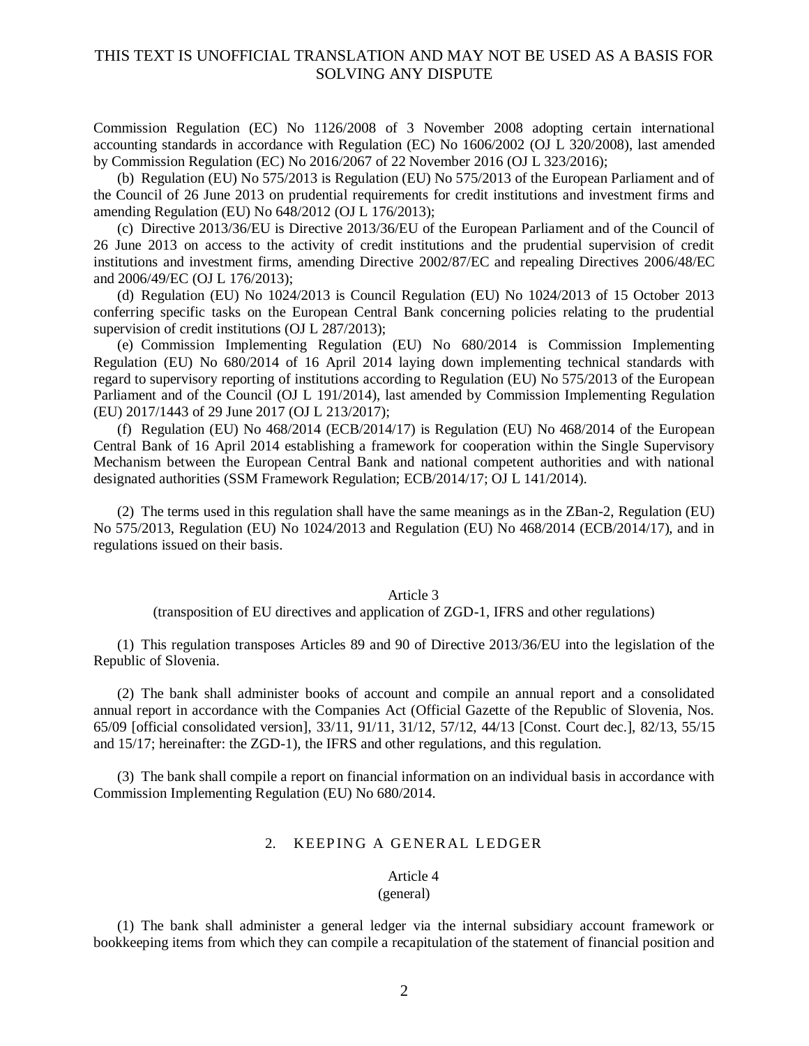Commission Regulation (EC) No 1126/2008 of 3 November 2008 adopting certain international accounting standards in accordance with Regulation (EC) No 1606/2002 (OJ L 320/2008), last amended by Commission Regulation (EC) No 2016/2067 of 22 November 2016 (OJ L 323/2016);

(b) Regulation (EU) No 575/2013 is Regulation (EU) No 575/2013 of the European Parliament and of the Council of 26 June 2013 on prudential requirements for credit institutions and investment firms and amending Regulation (EU) No 648/2012 (OJ L 176/2013);

(c) Directive 2013/36/EU is Directive 2013/36/EU of the European Parliament and of the Council of 26 June 2013 on access to the activity of credit institutions and the prudential supervision of credit institutions and investment firms, amending Directive 2002/87/EC and repealing Directives 2006/48/EC and 2006/49/EC (OJ L 176/2013);

(d) Regulation (EU) No 1024/2013 is Council Regulation (EU) No 1024/2013 of 15 October 2013 conferring specific tasks on the European Central Bank concerning policies relating to the prudential supervision of credit institutions (OJ L 287/2013);

(e) Commission Implementing Regulation (EU) No 680/2014 is Commission Implementing Regulation (EU) No 680/2014 of 16 April 2014 laying down implementing technical standards with regard to supervisory reporting of institutions according to Regulation (EU) No 575/2013 of the European Parliament and of the Council (OJ L 191/2014), last amended by Commission Implementing Regulation (EU) 2017/1443 of 29 June 2017 (OJ L 213/2017);

(f) Regulation (EU) No 468/2014 (ECB/2014/17) is Regulation (EU) No 468/2014 of the European Central Bank of 16 April 2014 establishing a framework for cooperation within the Single Supervisory Mechanism between the European Central Bank and national competent authorities and with national designated authorities (SSM Framework Regulation; ECB/2014/17; OJ L 141/2014).

(2) The terms used in this regulation shall have the same meanings as in the ZBan-2, Regulation (EU) No 575/2013, Regulation (EU) No 1024/2013 and Regulation (EU) No 468/2014 (ECB/2014/17), and in regulations issued on their basis.

### Article 3
(transposition of EU directives and application of ZGD-1, IFRS and other regulations)

(1) This regulation transposes Articles 89 and 90 of Directive 2013/36/EU into the legislation of the Republic of Slovenia.

(2) The bank shall administer books of account and compile an annual report and a consolidated annual report in accordance with the Companies Act (Official Gazette of the Republic of Slovenia, Nos. 65/09 [official consolidated version], 33/11, 91/11, 31/12, 57/12, 44/13 [Const. Court dec.], 82/13, 55/15 and 15/17; hereinafter: the ZGD-1), the IFRS and other regulations, and this regulation.

(3) The bank shall compile a report on financial information on an individual basis in accordance with Commission Implementing Regulation (EU) No 680/2014.

## 2. KEEPING A GENERAL LEDGER

### Article 4
(general)

(1) The bank shall administer a general ledger via the internal subsidiary account framework or bookkeeping items from which they can compile a recapitulation of the statement of financial position and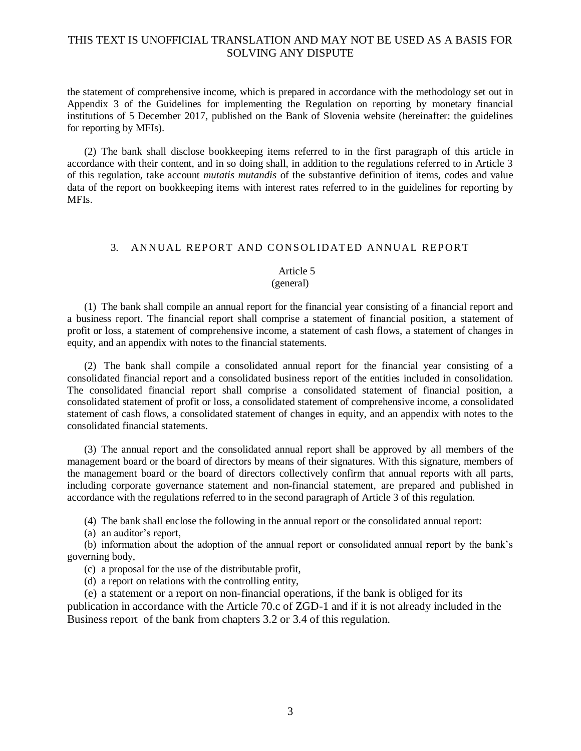the statement of comprehensive income, which is prepared in accordance with the methodology set out in Appendix 3 of the Guidelines for implementing the Regulation on reporting by monetary financial institutions of 5 December 2017, published on the Bank of Slovenia website (hereinafter: the guidelines for reporting by MFIs).

(2) The bank shall disclose bookkeeping items referred to in the first paragraph of this article in accordance with their content, and in so doing shall, in addition to the regulations referred to in Article 3 of this regulation, take account *mutatis mutandis* of the substantive definition of items, codes and value data of the report on bookkeeping items with interest rates referred to in the guidelines for reporting by MFIs.

## 3. ANNUAL REPORT AND CONSOLIDATED ANNUAL REPORT

### Article 5
(general)

(1) The bank shall compile an annual report for the financial year consisting of a financial report and a business report. The financial report shall comprise a statement of financial position, a statement of profit or loss, a statement of comprehensive income, a statement of cash flows, a statement of changes in equity, and an appendix with notes to the financial statements.

(2) The bank shall compile a consolidated annual report for the financial year consisting of a consolidated financial report and a consolidated business report of the entities included in consolidation. The consolidated financial report shall comprise a consolidated statement of financial position, a consolidated statement of profit or loss, a consolidated statement of comprehensive income, a consolidated statement of cash flows, a consolidated statement of changes in equity, and an appendix with notes to the consolidated financial statements.

(3) The annual report and the consolidated annual report shall be approved by all members of the management board or the board of directors by means of their signatures. With this signature, members of the management board or the board of directors collectively confirm that annual reports with all parts, including corporate governance statement and non-financial statement, are prepared and published in accordance with the regulations referred to in the second paragraph of Article 3 of this regulation.

(4) The bank shall enclose the following in the annual report or the consolidated annual report:

(a) an auditor's report,

(b) information about the adoption of the annual report or consolidated annual report by the bank's governing body,

(c) a proposal for the use of the distributable profit,

(d) a report on relations with the controlling entity,

(e) a statement or a report on non-financial operations, if the bank is obliged for its publication in accordance with the Article 70.c of ZGD-1 and if it is not already included in the Business report of the bank from chapters 3.2 or 3.4 of this regulation.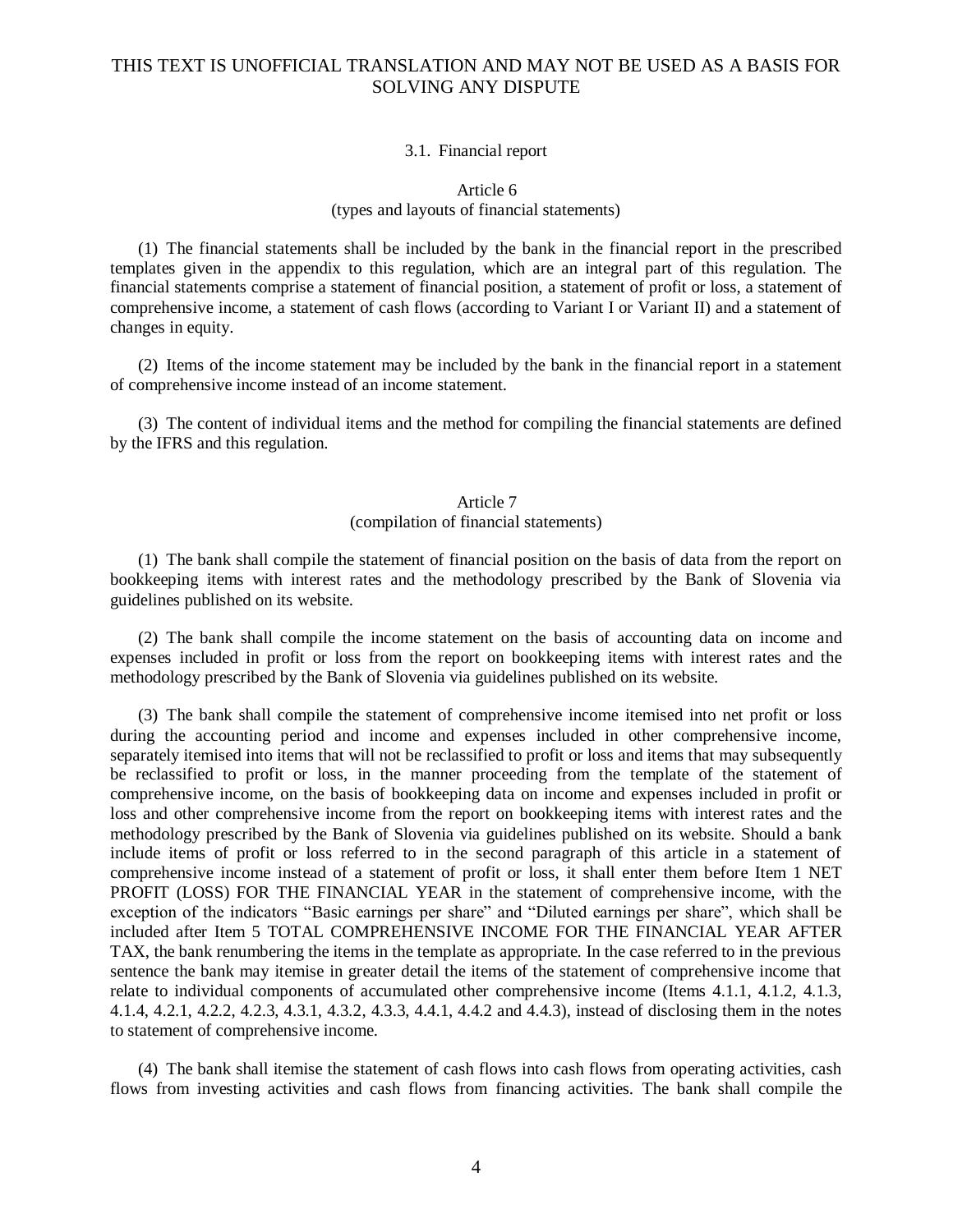THIS TEXT IS UNOFFICIAL TRANSLATION AND MAY NOT BE USED AS A BASIS FOR SOLVING ANY DISPUTE

### 3.1. Financial report

#### Article 6
(types and layouts of financial statements)

(1) The financial statements shall be included by the bank in the financial report in the prescribed templates given in the appendix to this regulation, which are an integral part of this regulation. The financial statements comprise a statement of financial position, a statement of profit or loss, a statement of comprehensive income, a statement of cash flows (according to Variant I or Variant II) and a statement of changes in equity.

(2) Items of the income statement may be included by the bank in the financial report in a statement of comprehensive income instead of an income statement.

(3) The content of individual items and the method for compiling the financial statements are defined by the IFRS and this regulation.

#### Article 7
(compilation of financial statements)

(1) The bank shall compile the statement of financial position on the basis of data from the report on bookkeeping items with interest rates and the methodology prescribed by the Bank of Slovenia via guidelines published on its website.

(2) The bank shall compile the income statement on the basis of accounting data on income and expenses included in profit or loss from the report on bookkeeping items with interest rates and the methodology prescribed by the Bank of Slovenia via guidelines published on its website.

(3) The bank shall compile the statement of comprehensive income itemised into net profit or loss during the accounting period and income and expenses included in other comprehensive income, separately itemised into items that will not be reclassified to profit or loss and items that may subsequently be reclassified to profit or loss, in the manner proceeding from the template of the statement of comprehensive income, on the basis of bookkeeping data on income and expenses included in profit or loss and other comprehensive income from the report on bookkeeping items with interest rates and the methodology prescribed by the Bank of Slovenia via guidelines published on its website. Should a bank include items of profit or loss referred to in the second paragraph of this article in a statement of comprehensive income instead of a statement of profit or loss, it shall enter them before Item 1 NET PROFIT (LOSS) FOR THE FINANCIAL YEAR in the statement of comprehensive income, with the exception of the indicators "Basic earnings per share" and "Diluted earnings per share", which shall be included after Item 5 TOTAL COMPREHENSIVE INCOME FOR THE FINANCIAL YEAR AFTER TAX, the bank renumbering the items in the template as appropriate. In the case referred to in the previous sentence the bank may itemise in greater detail the items of the statement of comprehensive income that relate to individual components of accumulated other comprehensive income (Items 4.1.1, 4.1.2, 4.1.3, 4.1.4, 4.2.1, 4.2.2, 4.2.3, 4.3.1, 4.3.2, 4.3.3, 4.4.1, 4.4.2 and 4.4.3), instead of disclosing them in the notes to statement of comprehensive income.

(4) The bank shall itemise the statement of cash flows into cash flows from operating activities, cash flows from investing activities and cash flows from financing activities. The bank shall compile the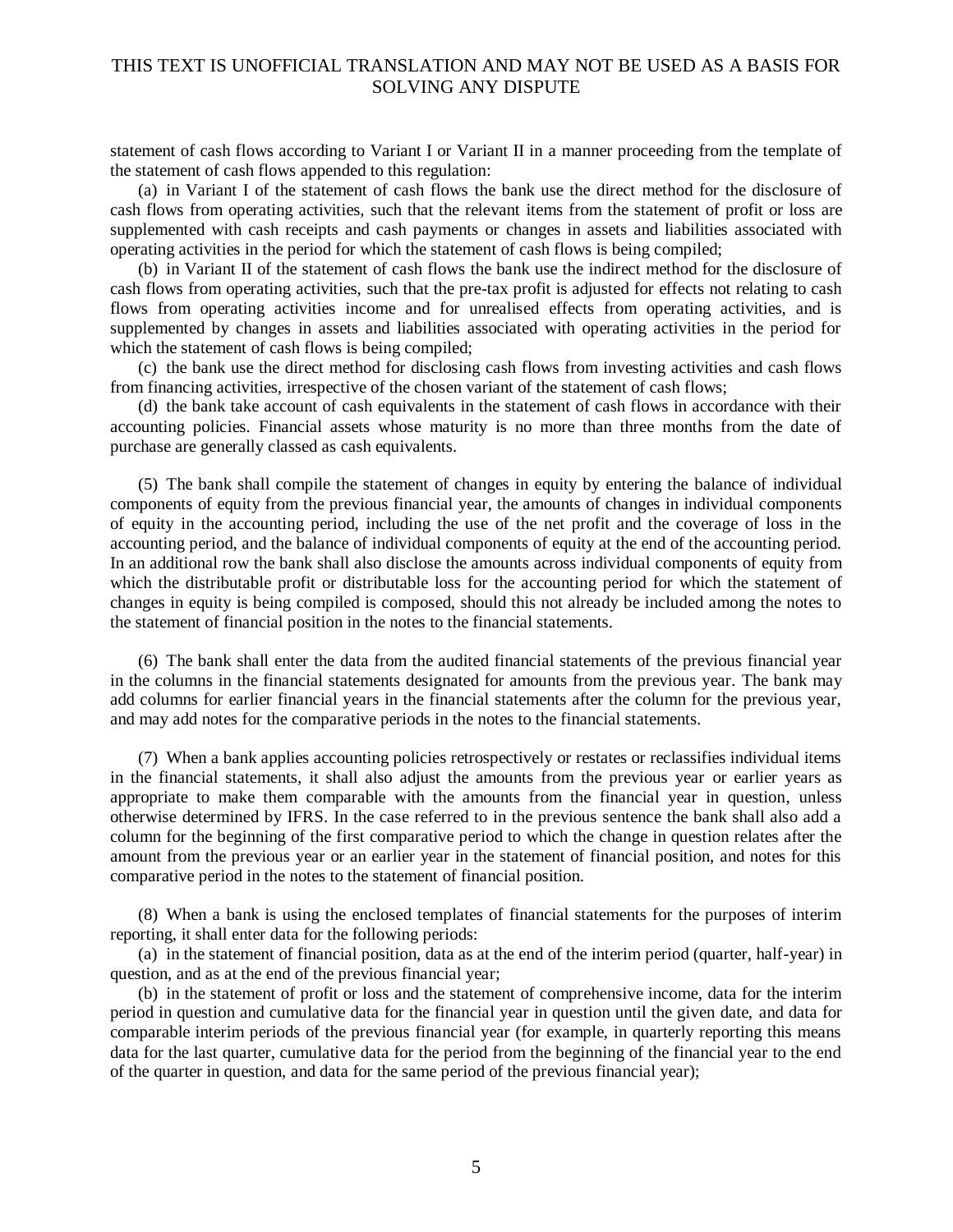statement of cash flows according to Variant I or Variant II in a manner proceeding from the template of the statement of cash flows appended to this regulation:

(a) in Variant I of the statement of cash flows the bank use the direct method for the disclosure of cash flows from operating activities, such that the relevant items from the statement of profit or loss are supplemented with cash receipts and cash payments or changes in assets and liabilities associated with operating activities in the period for which the statement of cash flows is being compiled;

(b) in Variant II of the statement of cash flows the bank use the indirect method for the disclosure of cash flows from operating activities, such that the pre-tax profit is adjusted for effects not relating to cash flows from operating activities income and for unrealised effects from operating activities, and is supplemented by changes in assets and liabilities associated with operating activities in the period for which the statement of cash flows is being compiled;

(c) the bank use the direct method for disclosing cash flows from investing activities and cash flows from financing activities, irrespective of the chosen variant of the statement of cash flows;

(d) the bank take account of cash equivalents in the statement of cash flows in accordance with their accounting policies. Financial assets whose maturity is no more than three months from the date of purchase are generally classed as cash equivalents.

(5) The bank shall compile the statement of changes in equity by entering the balance of individual components of equity from the previous financial year, the amounts of changes in individual components of equity in the accounting period, including the use of the net profit and the coverage of loss in the accounting period, and the balance of individual components of equity at the end of the accounting period. In an additional row the bank shall also disclose the amounts across individual components of equity from which the distributable profit or distributable loss for the accounting period for which the statement of changes in equity is being compiled is composed, should this not already be included among the notes to the statement of financial position in the notes to the financial statements.

(6) The bank shall enter the data from the audited financial statements of the previous financial year in the columns in the financial statements designated for amounts from the previous year. The bank may add columns for earlier financial years in the financial statements after the column for the previous year, and may add notes for the comparative periods in the notes to the financial statements.

(7) When a bank applies accounting policies retrospectively or restates or reclassifies individual items in the financial statements, it shall also adjust the amounts from the previous year or earlier years as appropriate to make them comparable with the amounts from the financial year in question, unless otherwise determined by IFRS. In the case referred to in the previous sentence the bank shall also add a column for the beginning of the first comparative period to which the change in question relates after the amount from the previous year or an earlier year in the statement of financial position, and notes for this comparative period in the notes to the statement of financial position.

(8) When a bank is using the enclosed templates of financial statements for the purposes of interim reporting, it shall enter data for the following periods:

(a) in the statement of financial position, data as at the end of the interim period (quarter, half-year) in question, and as at the end of the previous financial year;

(b) in the statement of profit or loss and the statement of comprehensive income, data for the interim period in question and cumulative data for the financial year in question until the given date, and data for comparable interim periods of the previous financial year (for example, in quarterly reporting this means data for the last quarter, cumulative data for the period from the beginning of the financial year to the end of the quarter in question, and data for the same period of the previous financial year);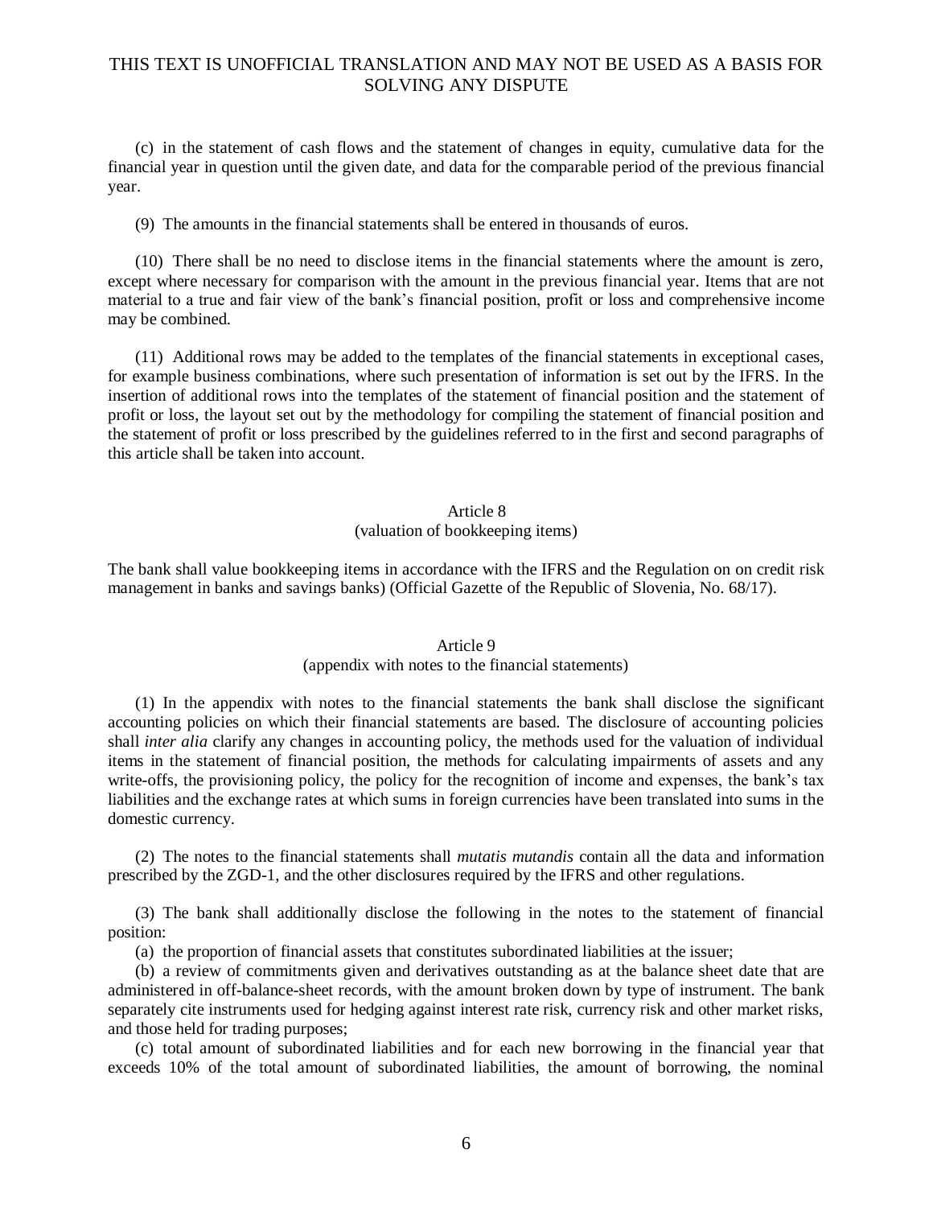(c) in the statement of cash flows and the statement of changes in equity, cumulative data for the financial year in question until the given date, and data for the comparable period of the previous financial year.

(9) The amounts in the financial statements shall be entered in thousands of euros.

(10) There shall be no need to disclose items in the financial statements where the amount is zero, except where necessary for comparison with the amount in the previous financial year. Items that are not material to a true and fair view of the bank's financial position, profit or loss and comprehensive income may be combined.

(11) Additional rows may be added to the templates of the financial statements in exceptional cases, for example business combinations, where such presentation of information is set out by the IFRS. In the insertion of additional rows into the templates of the statement of financial position and the statement of profit or loss, the layout set out by the methodology for compiling the statement of financial position and the statement of profit or loss prescribed by the guidelines referred to in the first and second paragraphs of this article shall be taken into account.

### Article 8
### (valuation of bookkeeping items)

The bank shall value bookkeeping items in accordance with the IFRS and the Regulation on on credit risk management in banks and savings banks) (Official Gazette of the Republic of Slovenia, No. 68/17).

### Article 9
### (appendix with notes to the financial statements)

(1) In the appendix with notes to the financial statements the bank shall disclose the significant accounting policies on which their financial statements are based. The disclosure of accounting policies shall *inter alia* clarify any changes in accounting policy, the methods used for the valuation of individual items in the statement of financial position, the methods for calculating impairments of assets and any write-offs, the provisioning policy, the policy for the recognition of income and expenses, the bank's tax liabilities and the exchange rates at which sums in foreign currencies have been translated into sums in the domestic currency.

(2) The notes to the financial statements shall *mutatis mutandis* contain all the data and information prescribed by the ZGD-1, and the other disclosures required by the IFRS and other regulations.

(3) The bank shall additionally disclose the following in the notes to the statement of financial position:

(a) the proportion of financial assets that constitutes subordinated liabilities at the issuer;

(b) a review of commitments given and derivatives outstanding as at the balance sheet date that are administered in off-balance-sheet records, with the amount broken down by type of instrument. The bank separately cite instruments used for hedging against interest rate risk, currency risk and other market risks, and those held for trading purposes;

(c) total amount of subordinated liabilities and for each new borrowing in the financial year that exceeds 10% of the total amount of subordinated liabilities, the amount of borrowing, the nominal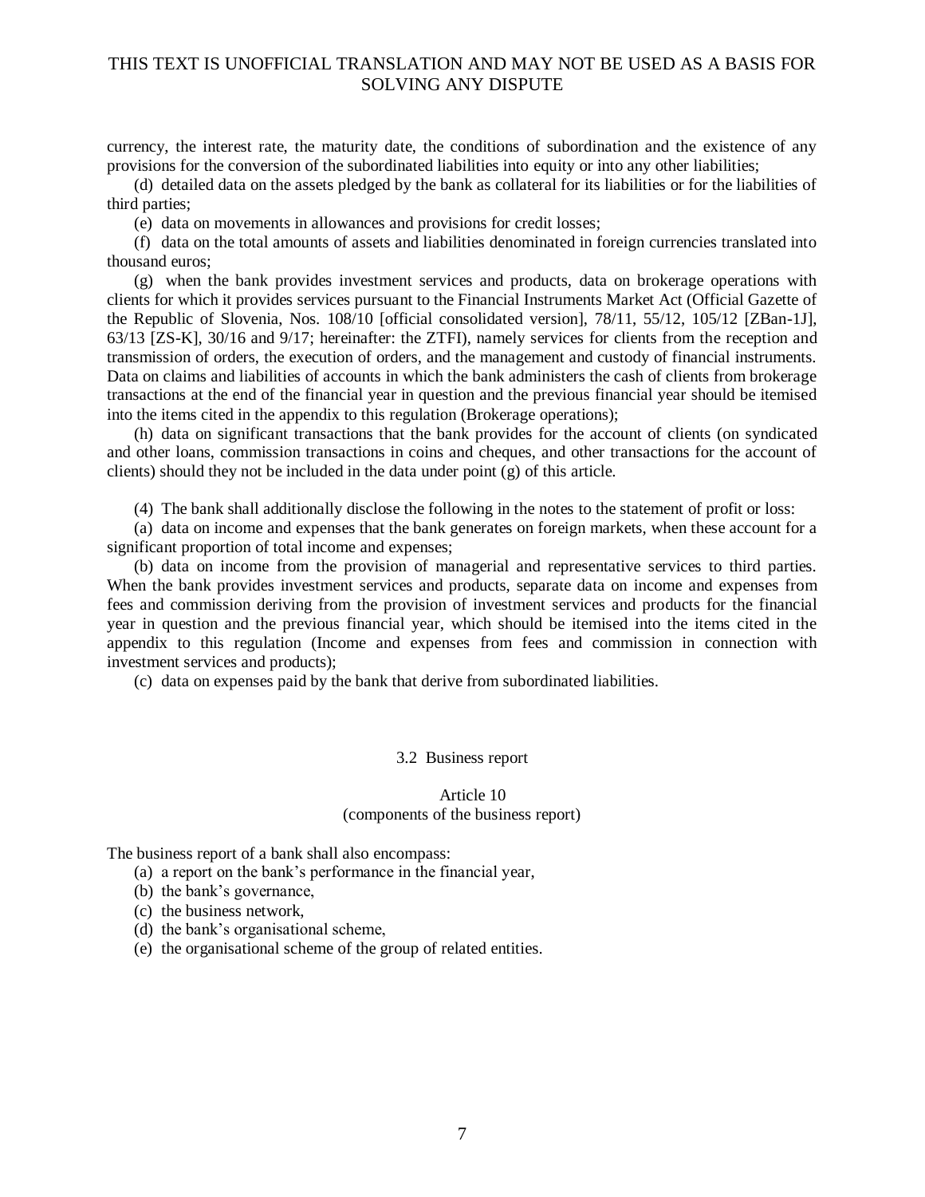currency, the interest rate, the maturity date, the conditions of subordination and the existence of any provisions for the conversion of the subordinated liabilities into equity or into any other liabilities;

(d) detailed data on the assets pledged by the bank as collateral for its liabilities or for the liabilities of third parties;

(e) data on movements in allowances and provisions for credit losses;

(f) data on the total amounts of assets and liabilities denominated in foreign currencies translated into thousand euros;

(g) when the bank provides investment services and products, data on brokerage operations with clients for which it provides services pursuant to the Financial Instruments Market Act (Official Gazette of the Republic of Slovenia, Nos. 108/10 [official consolidated version], 78/11, 55/12, 105/12 [ZBan-1J], 63/13 [ZS-K], 30/16 and 9/17; hereinafter: the ZTFI), namely services for clients from the reception and transmission of orders, the execution of orders, and the management and custody of financial instruments. Data on claims and liabilities of accounts in which the bank administers the cash of clients from brokerage transactions at the end of the financial year in question and the previous financial year should be itemised into the items cited in the appendix to this regulation (Brokerage operations);

(h) data on significant transactions that the bank provides for the account of clients (on syndicated and other loans, commission transactions in coins and cheques, and other transactions for the account of clients) should they not be included in the data under point (g) of this article.

(4) The bank shall additionally disclose the following in the notes to the statement of profit or loss:

(a) data on income and expenses that the bank generates on foreign markets, when these account for a significant proportion of total income and expenses;

(b) data on income from the provision of managerial and representative services to third parties. When the bank provides investment services and products, separate data on income and expenses from fees and commission deriving from the provision of investment services and products for the financial year in question and the previous financial year, which should be itemised into the items cited in the appendix to this regulation (Income and expenses from fees and commission in connection with investment services and products);

(c) data on expenses paid by the bank that derive from subordinated liabilities.

## 3.2 Business report

### Article 10
### (components of the business report)

The business report of a bank shall also encompass:

(a) a report on the bank's performance in the financial year,
(b) the bank's governance,
(c) the business network,
(d) the bank's organisational scheme,
(e) the organisational scheme of the group of related entities.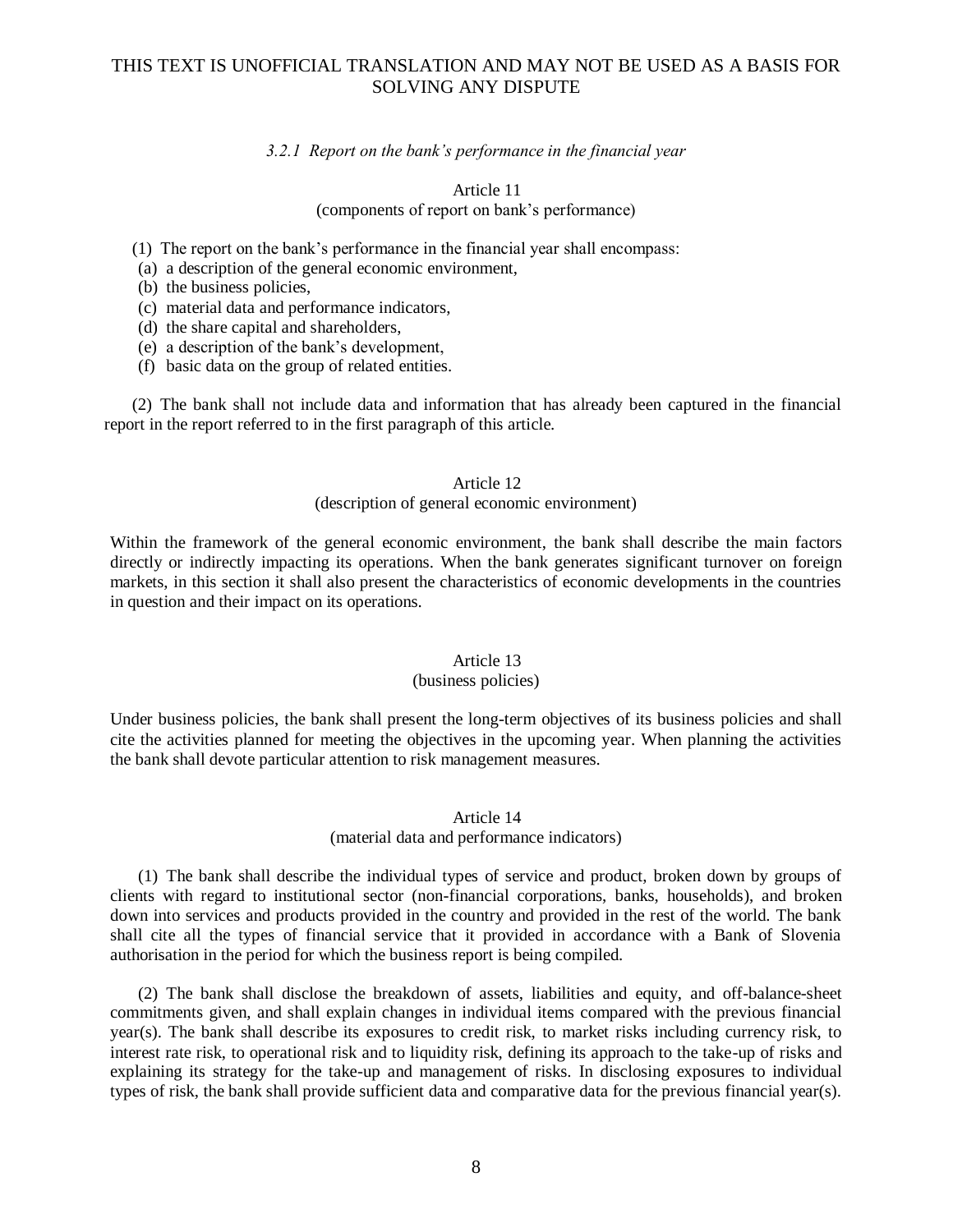*3.2.1 Report on the bank's performance in the financial year*

Article 11
(components of report on bank's performance)

(1) The report on the bank's performance in the financial year shall encompass:
(a) a description of the general economic environment,
(b) the business policies,
(c) material data and performance indicators,
(d) the share capital and shareholders,
(e) a description of the bank's development,
(f) basic data on the group of related entities.

(2) The bank shall not include data and information that has already been captured in the financial report in the report referred to in the first paragraph of this article.

Article 12
(description of general economic environment)

Within the framework of the general economic environment, the bank shall describe the main factors directly or indirectly impacting its operations. When the bank generates significant turnover on foreign markets, in this section it shall also present the characteristics of economic developments in the countries in question and their impact on its operations.

Article 13
(business policies)

Under business policies, the bank shall present the long-term objectives of its business policies and shall cite the activities planned for meeting the objectives in the upcoming year. When planning the activities the bank shall devote particular attention to risk management measures.

Article 14
(material data and performance indicators)

(1) The bank shall describe the individual types of service and product, broken down by groups of clients with regard to institutional sector (non-financial corporations, banks, households), and broken down into services and products provided in the country and provided in the rest of the world. The bank shall cite all the types of financial service that it provided in accordance with a Bank of Slovenia authorisation in the period for which the business report is being compiled.

(2) The bank shall disclose the breakdown of assets, liabilities and equity, and off-balance-sheet commitments given, and shall explain changes in individual items compared with the previous financial year(s). The bank shall describe its exposures to credit risk, to market risks including currency risk, to interest rate risk, to operational risk and to liquidity risk, defining its approach to the take-up of risks and explaining its strategy for the take-up and management of risks. In disclosing exposures to individual types of risk, the bank shall provide sufficient data and comparative data for the previous financial year(s).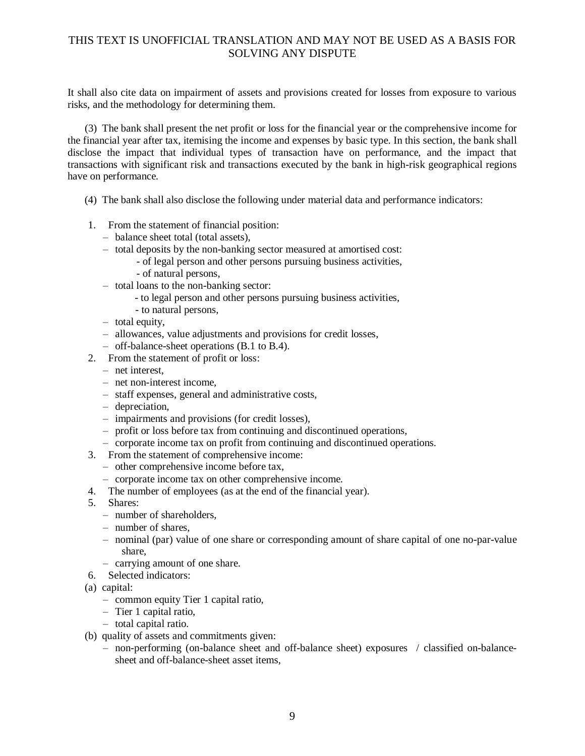It shall also cite data on impairment of assets and provisions created for losses from exposure to various risks, and the methodology for determining them.

(3) The bank shall present the net profit or loss for the financial year or the comprehensive income for the financial year after tax, itemising the income and expenses by basic type. In this section, the bank shall disclose the impact that individual types of transaction have on performance, and the impact that transactions with significant risk and transactions executed by the bank in high-risk geographical regions have on performance.

(4) The bank shall also disclose the following under material data and performance indicators:

1. From the statement of financial position:
   - balance sheet total (total assets),
   - total deposits by the non-banking sector measured at amortised cost:
     - of legal person and other persons pursuing business activities,
     - of natural persons,
   - total loans to the non-banking sector:
     - to legal person and other persons pursuing business activities,
     - to natural persons,
   - total equity,
   - allowances, value adjustments and provisions for credit losses,
   - off-balance-sheet operations (B.1 to B.4).
2. From the statement of profit or loss:
   - net interest,
   - net non-interest income,
   - staff expenses, general and administrative costs,
   - depreciation,
   - impairments and provisions (for credit losses),
   - profit or loss before tax from continuing and discontinued operations,
   - corporate income tax on profit from continuing and discontinued operations.
3. From the statement of comprehensive income:
   - other comprehensive income before tax,
   - corporate income tax on other comprehensive income.
4. The number of employees (as at the end of the financial year).
5. Shares:
   - number of shareholders,
   - number of shares,
   - nominal (par) value of one share or corresponding amount of share capital of one no-par-value share,
   - carrying amount of one share.
6. Selected indicators:

(a) capital:
   - common equity Tier 1 capital ratio,
   - Tier 1 capital ratio,
   - total capital ratio.

(b) quality of assets and commitments given:
   - non-performing (on-balance sheet and off-balance sheet) exposures / classified on-balance-sheet and off-balance-sheet asset items,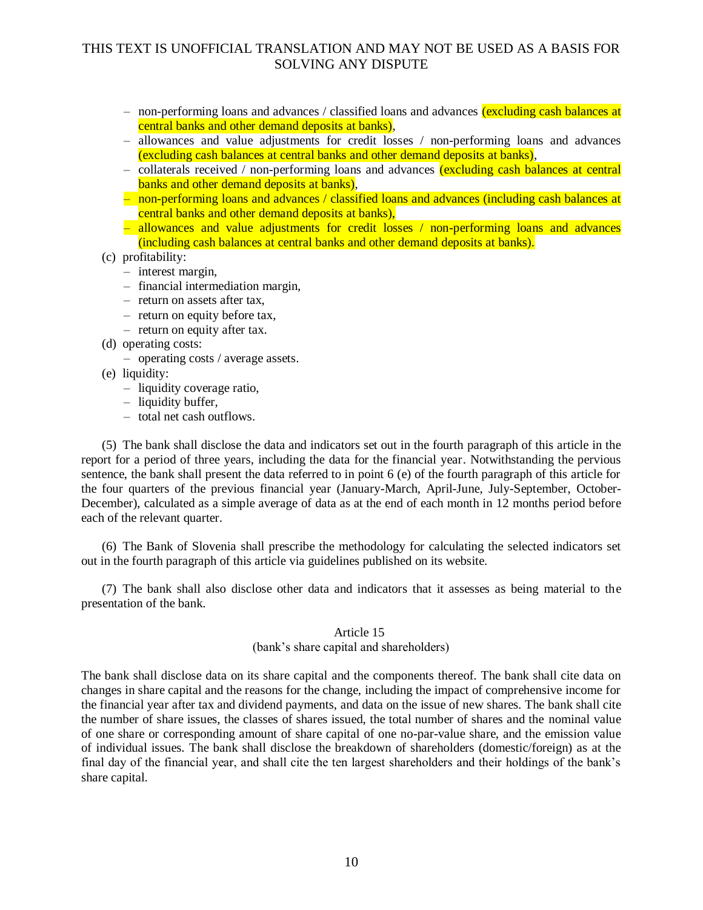- non-performing loans and advances / classified loans and advances (excluding cash balances at central banks and other demand deposits at banks),
- allowances and value adjustments for credit losses / non-performing loans and advances (excluding cash balances at central banks and other demand deposits at banks),
- collaterals received / non-performing loans and advances (excluding cash balances at central banks and other demand deposits at banks),
- non-performing loans and advances / classified loans and advances (including cash balances at central banks and other demand deposits at banks),
- allowances and value adjustments for credit losses / non-performing loans and advances (including cash balances at central banks and other demand deposits at banks).

(c) profitability:
- interest margin,
- financial intermediation margin,
- return on assets after tax,
- return on equity before tax,
- return on equity after tax.

(d) operating costs:
- operating costs / average assets.

(e) liquidity:
- liquidity coverage ratio,
- liquidity buffer,
- total net cash outflows.

(5) The bank shall disclose the data and indicators set out in the fourth paragraph of this article in the report for a period of three years, including the data for the financial year. Notwithstanding the pervious sentence, the bank shall present the data referred to in point 6 (e) of the fourth paragraph of this article for the four quarters of the previous financial year (January-March, April-June, July-September, October-December), calculated as a simple average of data as at the end of each month in 12 months period before each of the relevant quarter.

(6) The Bank of Slovenia shall prescribe the methodology for calculating the selected indicators set out in the fourth paragraph of this article via guidelines published on its website.

(7) The bank shall also disclose other data and indicators that it assesses as being material to the presentation of the bank.

### Article 15
### (bank's share capital and shareholders)

The bank shall disclose data on its share capital and the components thereof. The bank shall cite data on changes in share capital and the reasons for the change, including the impact of comprehensive income for the financial year after tax and dividend payments, and data on the issue of new shares. The bank shall cite the number of share issues, the classes of shares issued, the total number of shares and the nominal value of one share or corresponding amount of share capital of one no-par-value share, and the emission value of individual issues. The bank shall disclose the breakdown of shareholders (domestic/foreign) as at the final day of the financial year, and shall cite the ten largest shareholders and their holdings of the bank's share capital.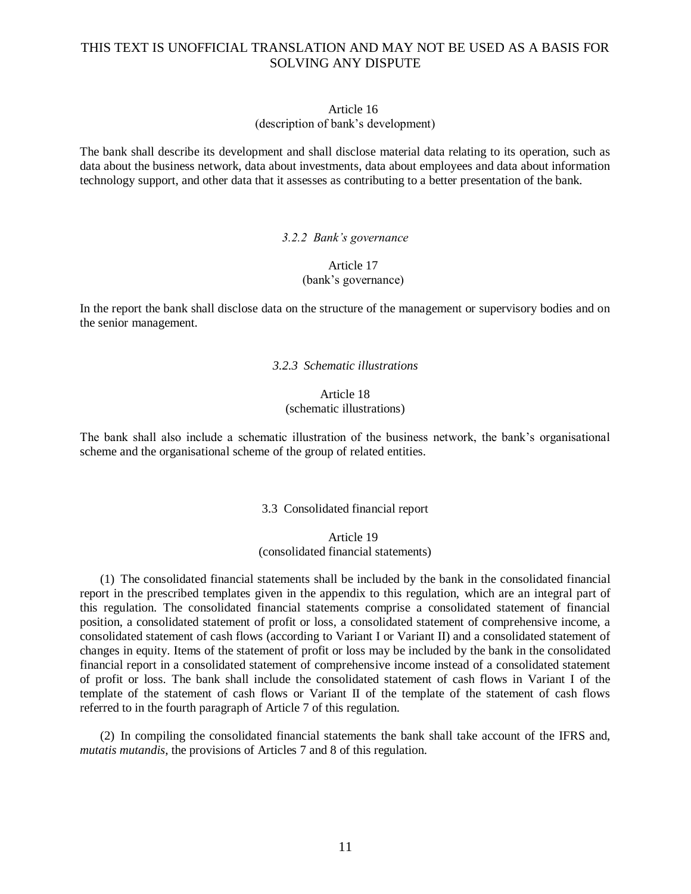### Article 16
(description of bank's development)

The bank shall describe its development and shall disclose material data relating to its operation, such as data about the business network, data about investments, data about employees and data about information technology support, and other data that it assesses as contributing to a better presentation of the bank.

#### *3.2.2 Bank's governance*

### Article 17
(bank's governance)

In the report the bank shall disclose data on the structure of the management or supervisory bodies and on the senior management.

#### *3.2.3 Schematic illustrations*

### Article 18
(schematic illustrations)

The bank shall also include a schematic illustration of the business network, the bank's organisational scheme and the organisational scheme of the group of related entities.

## 3.3 Consolidated financial report

### Article 19
(consolidated financial statements)

(1) The consolidated financial statements shall be included by the bank in the consolidated financial report in the prescribed templates given in the appendix to this regulation, which are an integral part of this regulation. The consolidated financial statements comprise a consolidated statement of financial position, a consolidated statement of profit or loss, a consolidated statement of comprehensive income, a consolidated statement of cash flows (according to Variant I or Variant II) and a consolidated statement of changes in equity. Items of the statement of profit or loss may be included by the bank in the consolidated financial report in a consolidated statement of comprehensive income instead of a consolidated statement of profit or loss. The bank shall include the consolidated statement of cash flows in Variant I of the template of the statement of cash flows or Variant II of the template of the statement of cash flows referred to in the fourth paragraph of Article 7 of this regulation.

(2) In compiling the consolidated financial statements the bank shall take account of the IFRS and, *mutatis mutandis*, the provisions of Articles 7 and 8 of this regulation.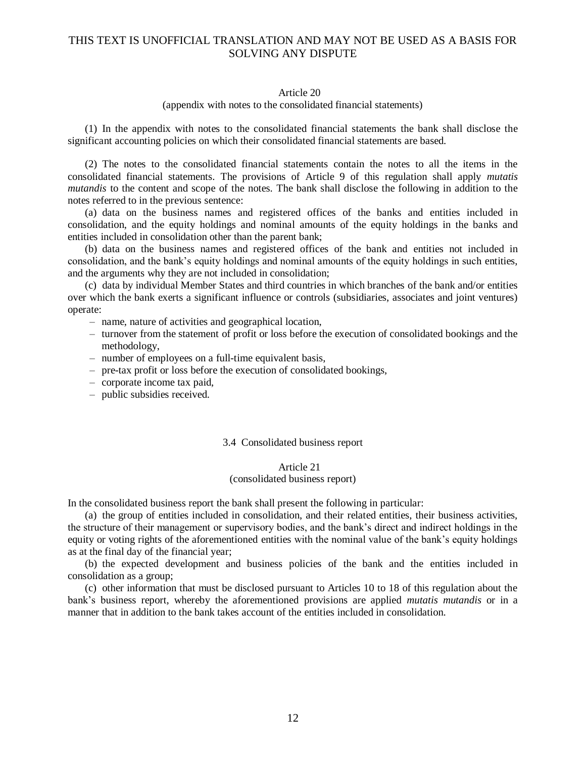## Article 20

(appendix with notes to the consolidated financial statements)

(1) In the appendix with notes to the consolidated financial statements the bank shall disclose the significant accounting policies on which their consolidated financial statements are based.

(2) The notes to the consolidated financial statements contain the notes to all the items in the consolidated financial statements. The provisions of Article 9 of this regulation shall apply *mutatis mutandis* to the content and scope of the notes. The bank shall disclose the following in addition to the notes referred to in the previous sentence:

(a) data on the business names and registered offices of the banks and entities included in consolidation, and the equity holdings and nominal amounts of the equity holdings in the banks and entities included in consolidation other than the parent bank;

(b) data on the business names and registered offices of the bank and entities not included in consolidation, and the bank's equity holdings and nominal amounts of the equity holdings in such entities, and the arguments why they are not included in consolidation;

(c) data by individual Member States and third countries in which branches of the bank and/or entities over which the bank exerts a significant influence or controls (subsidiaries, associates and joint ventures) operate:

- name, nature of activities and geographical location,
- turnover from the statement of profit or loss before the execution of consolidated bookings and the methodology,
- number of employees on a full-time equivalent basis,
- pre-tax profit or loss before the execution of consolidated bookings,
- corporate income tax paid,
- public subsidies received.

### 3.4 Consolidated business report

## Article 21

(consolidated business report)

In the consolidated business report the bank shall present the following in particular:

(a) the group of entities included in consolidation, and their related entities, their business activities, the structure of their management or supervisory bodies, and the bank's direct and indirect holdings in the equity or voting rights of the aforementioned entities with the nominal value of the bank's equity holdings as at the final day of the financial year;

(b) the expected development and business policies of the bank and the entities included in consolidation as a group;

(c) other information that must be disclosed pursuant to Articles 10 to 18 of this regulation about the bank's business report, whereby the aforementioned provisions are applied *mutatis mutandis* or in a manner that in addition to the bank takes account of the entities included in consolidation.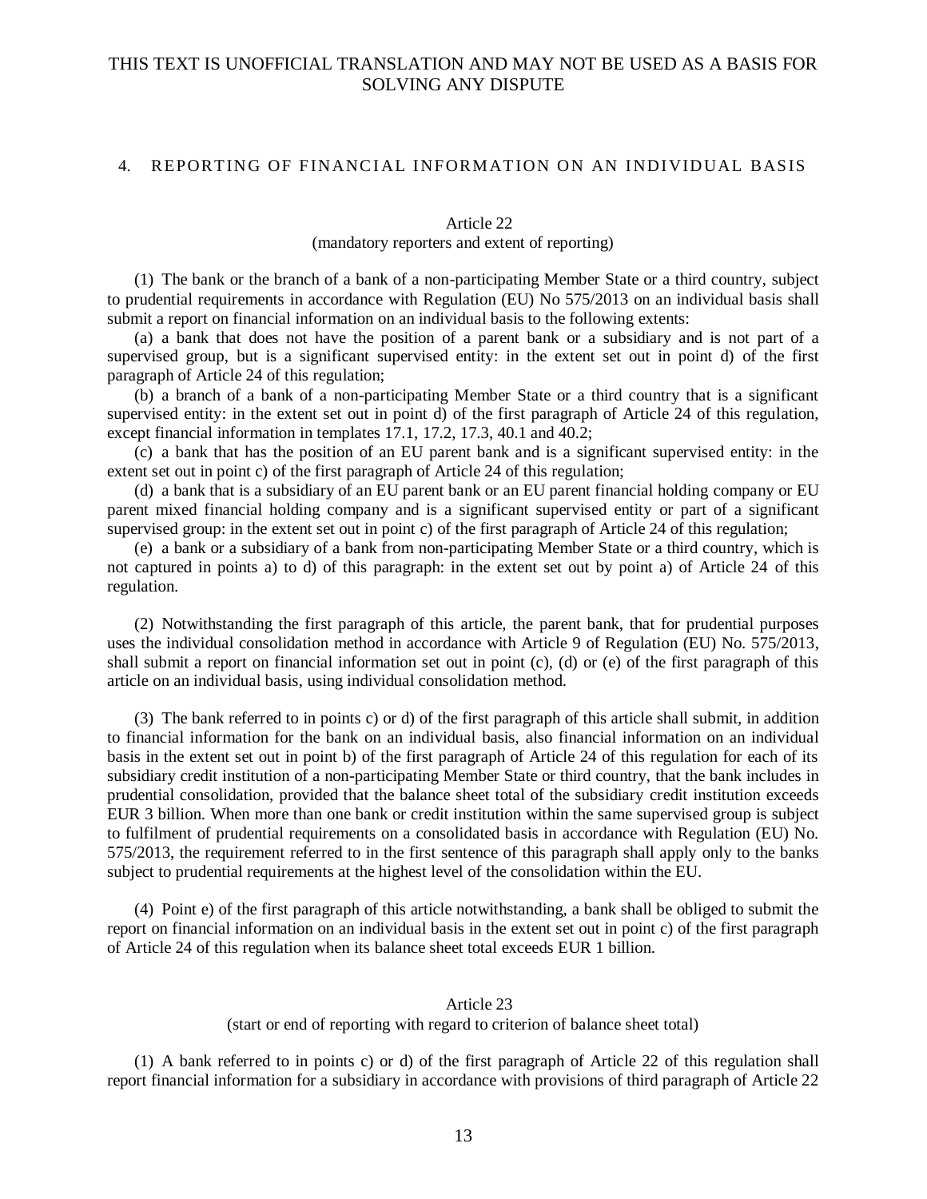THIS TEXT IS UNOFFICIAL TRANSLATION AND MAY NOT BE USED AS A BASIS FOR SOLVING ANY DISPUTE

## 4. REPORTING OF FINANCIAL INFORMATION ON AN INDIVIDUAL BASIS

### Article 22
(mandatory reporters and extent of reporting)

(1) The bank or the branch of a bank of a non-participating Member State or a third country, subject to prudential requirements in accordance with Regulation (EU) No 575/2013 on an individual basis shall submit a report on financial information on an individual basis to the following extents:

(a) a bank that does not have the position of a parent bank or a subsidiary and is not part of a supervised group, but is a significant supervised entity: in the extent set out in point d) of the first paragraph of Article 24 of this regulation;

(b) a branch of a bank of a non-participating Member State or a third country that is a significant supervised entity: in the extent set out in point d) of the first paragraph of Article 24 of this regulation, except financial information in templates 17.1, 17.2, 17.3, 40.1 and 40.2;

(c) a bank that has the position of an EU parent bank and is a significant supervised entity: in the extent set out in point c) of the first paragraph of Article 24 of this regulation;

(d) a bank that is a subsidiary of an EU parent bank or an EU parent financial holding company or EU parent mixed financial holding company and is a significant supervised entity or part of a significant supervised group: in the extent set out in point c) of the first paragraph of Article 24 of this regulation;

(e) a bank or a subsidiary of a bank from non-participating Member State or a third country, which is not captured in points a) to d) of this paragraph: in the extent set out by point a) of Article 24 of this regulation.

(2) Notwithstanding the first paragraph of this article, the parent bank, that for prudential purposes uses the individual consolidation method in accordance with Article 9 of Regulation (EU) No. 575/2013, shall submit a report on financial information set out in point (c), (d) or (e) of the first paragraph of this article on an individual basis, using individual consolidation method.

(3) The bank referred to in points c) or d) of the first paragraph of this article shall submit, in addition to financial information for the bank on an individual basis, also financial information on an individual basis in the extent set out in point b) of the first paragraph of Article 24 of this regulation for each of its subsidiary credit institution of a non-participating Member State or third country, that the bank includes in prudential consolidation, provided that the balance sheet total of the subsidiary credit institution exceeds EUR 3 billion. When more than one bank or credit institution within the same supervised group is subject to fulfilment of prudential requirements on a consolidated basis in accordance with Regulation (EU) No. 575/2013, the requirement referred to in the first sentence of this paragraph shall apply only to the banks subject to prudential requirements at the highest level of the consolidation within the EU.

(4) Point e) of the first paragraph of this article notwithstanding, a bank shall be obliged to submit the report on financial information on an individual basis in the extent set out in point c) of the first paragraph of Article 24 of this regulation when its balance sheet total exceeds EUR 1 billion.

### Article 23
(start or end of reporting with regard to criterion of balance sheet total)

(1) A bank referred to in points c) or d) of the first paragraph of Article 22 of this regulation shall report financial information for a subsidiary in accordance with provisions of third paragraph of Article 22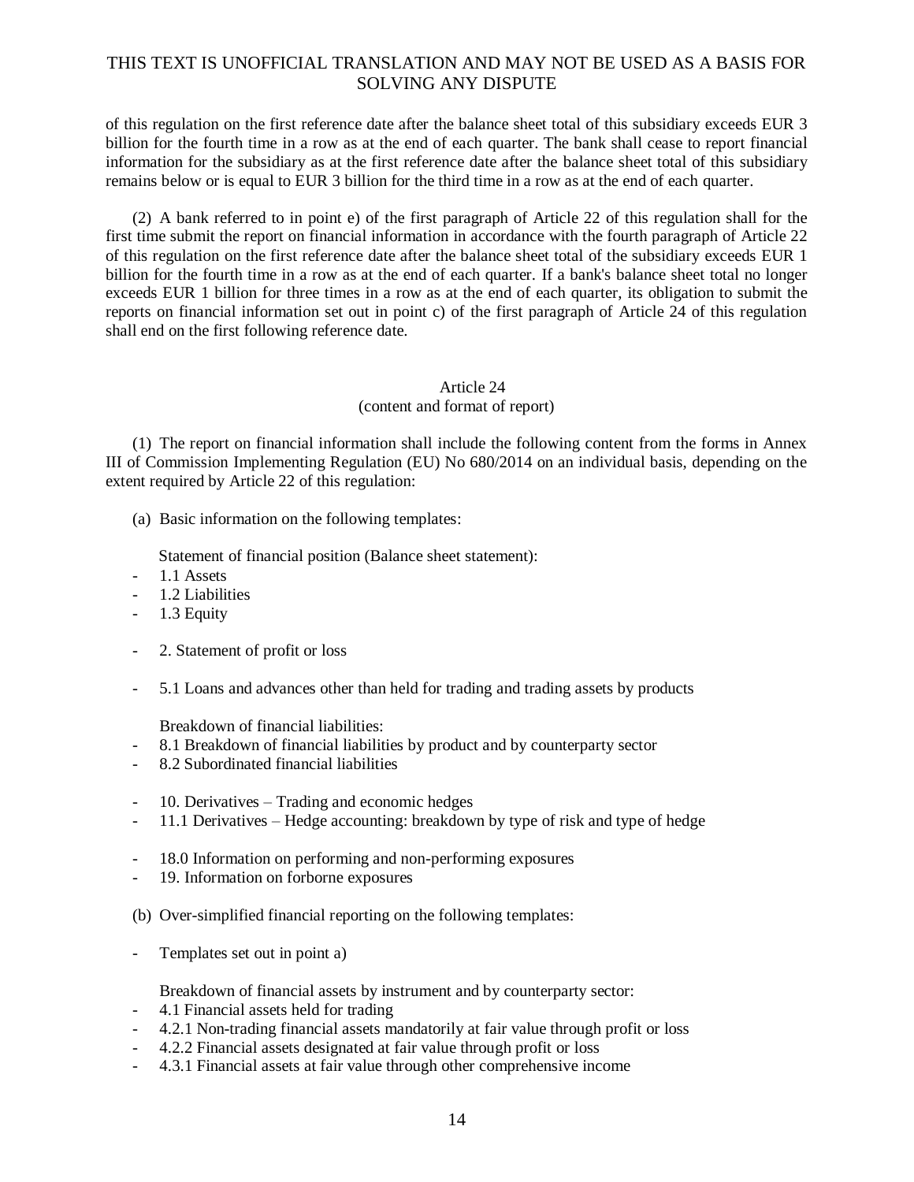of this regulation on the first reference date after the balance sheet total of this subsidiary exceeds EUR 3 billion for the fourth time in a row as at the end of each quarter. The bank shall cease to report financial information for the subsidiary as at the first reference date after the balance sheet total of this subsidiary remains below or is equal to EUR 3 billion for the third time in a row as at the end of each quarter.

(2) A bank referred to in point e) of the first paragraph of Article 22 of this regulation shall for the first time submit the report on financial information in accordance with the fourth paragraph of Article 22 of this regulation on the first reference date after the balance sheet total of the subsidiary exceeds EUR 1 billion for the fourth time in a row as at the end of each quarter. If a bank's balance sheet total no longer exceeds EUR 1 billion for three times in a row as at the end of each quarter, its obligation to submit the reports on financial information set out in point c) of the first paragraph of Article 24 of this regulation shall end on the first following reference date.

### Article 24
### (content and format of report)

(1) The report on financial information shall include the following content from the forms in Annex III of Commission Implementing Regulation (EU) No 680/2014 on an individual basis, depending on the extent required by Article 22 of this regulation:

(a) Basic information on the following templates:

Statement of financial position (Balance sheet statement):

- 1.1 Assets
- 1.2 Liabilities
- 1.3 Equity

- 2. Statement of profit or loss

- 5.1 Loans and advances other than held for trading and trading assets by products

Breakdown of financial liabilities:

- 8.1 Breakdown of financial liabilities by product and by counterparty sector
- 8.2 Subordinated financial liabilities

- 10. Derivatives – Trading and economic hedges
- 11.1 Derivatives – Hedge accounting: breakdown by type of risk and type of hedge

- 18.0 Information on performing and non-performing exposures
- 19. Information on forborne exposures

(b) Over-simplified financial reporting on the following templates:

- Templates set out in point a)

Breakdown of financial assets by instrument and by counterparty sector:

- 4.1 Financial assets held for trading
- 4.2.1 Non-trading financial assets mandatorily at fair value through profit or loss
- 4.2.2 Financial assets designated at fair value through profit or loss
- 4.3.1 Financial assets at fair value through other comprehensive income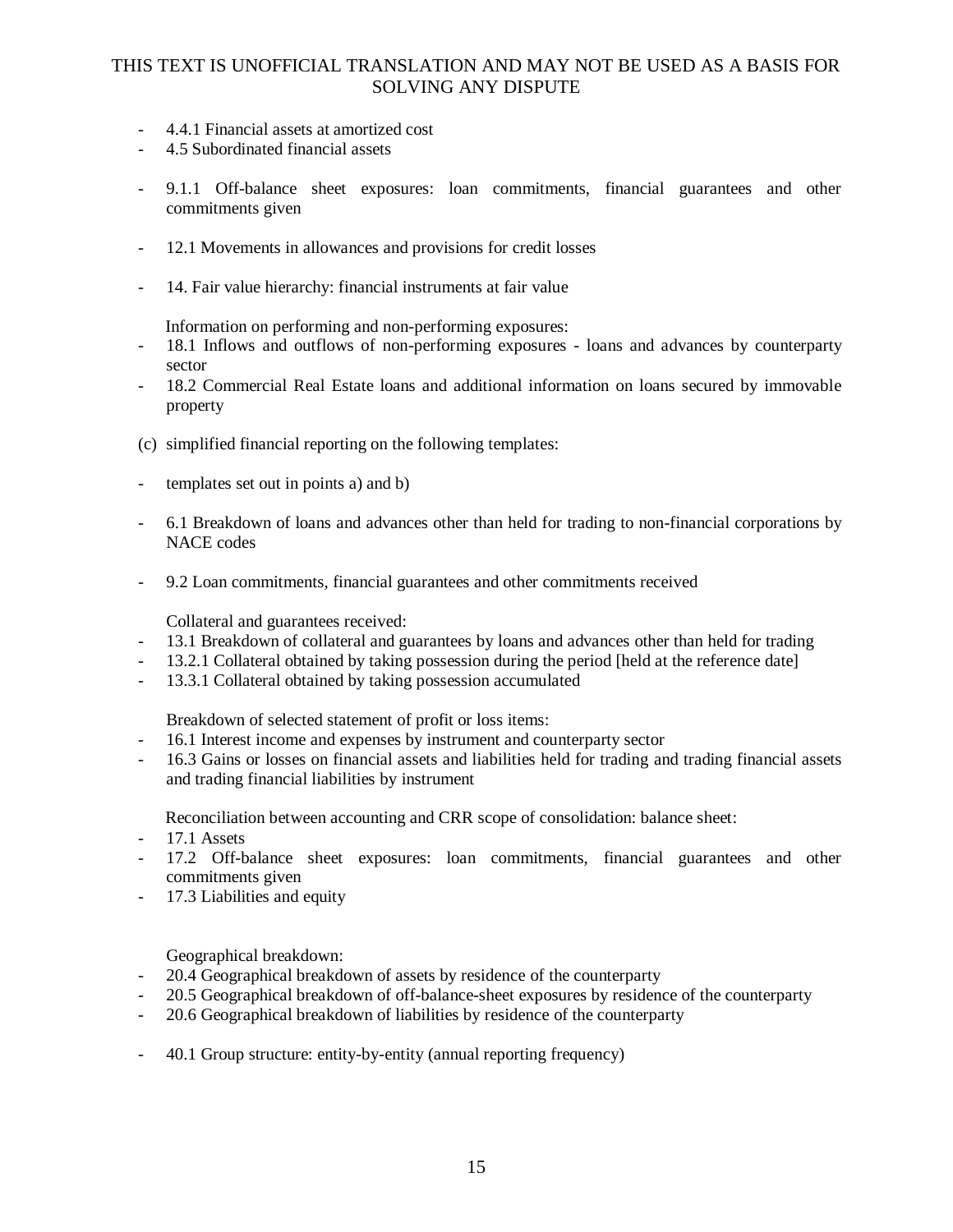THIS TEXT IS UNOFFICIAL TRANSLATION AND MAY NOT BE USED AS A BASIS FOR SOLVING ANY DISPUTE

- 4.4.1 Financial assets at amortized cost
- 4.5 Subordinated financial assets

- 9.1.1 Off-balance sheet exposures: loan commitments, financial guarantees and other commitments given

- 12.1 Movements in allowances and provisions for credit losses

- 14. Fair value hierarchy: financial instruments at fair value

Information on performing and non-performing exposures:
- 18.1 Inflows and outflows of non-performing exposures - loans and advances by counterparty sector
- 18.2 Commercial Real Estate loans and additional information on loans secured by immovable property

(c) simplified financial reporting on the following templates:

- templates set out in points a) and b)

- 6.1 Breakdown of loans and advances other than held for trading to non-financial corporations by NACE codes

- 9.2 Loan commitments, financial guarantees and other commitments received

Collateral and guarantees received:
- 13.1 Breakdown of collateral and guarantees by loans and advances other than held for trading
- 13.2.1 Collateral obtained by taking possession during the period [held at the reference date]
- 13.3.1 Collateral obtained by taking possession accumulated

Breakdown of selected statement of profit or loss items:
- 16.1 Interest income and expenses by instrument and counterparty sector
- 16.3 Gains or losses on financial assets and liabilities held for trading and trading financial assets and trading financial liabilities by instrument

Reconciliation between accounting and CRR scope of consolidation: balance sheet:
- 17.1 Assets
- 17.2 Off-balance sheet exposures: loan commitments, financial guarantees and other commitments given
- 17.3 Liabilities and equity

Geographical breakdown:
- 20.4 Geographical breakdown of assets by residence of the counterparty
- 20.5 Geographical breakdown of off-balance-sheet exposures by residence of the counterparty
- 20.6 Geographical breakdown of liabilities by residence of the counterparty

- 40.1 Group structure: entity-by-entity (annual reporting frequency)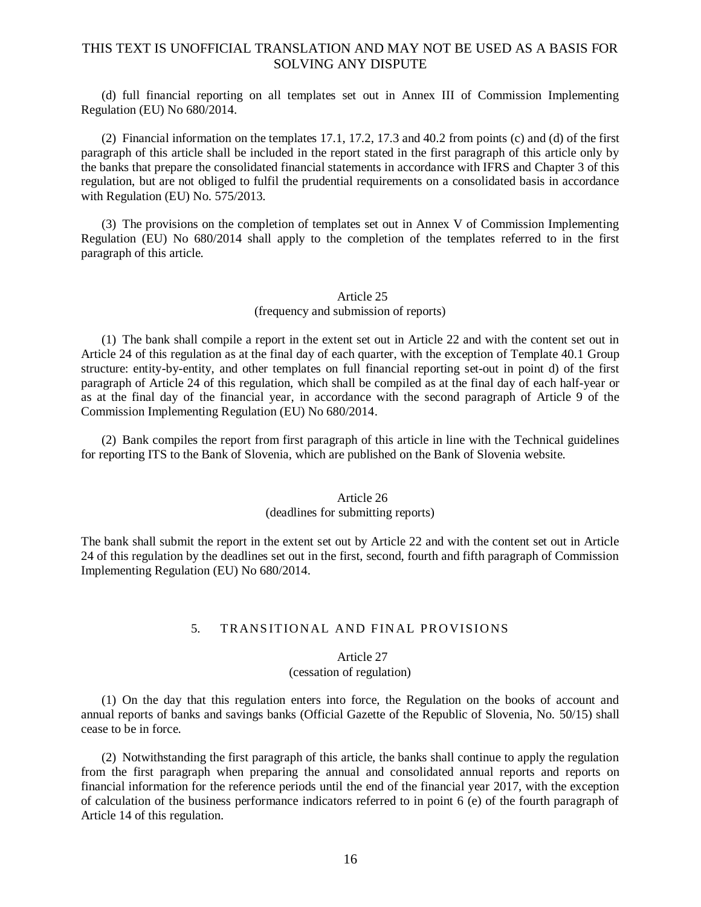(d) full financial reporting on all templates set out in Annex III of Commission Implementing Regulation (EU) No 680/2014.

(2) Financial information on the templates 17.1, 17.2, 17.3 and 40.2 from points (c) and (d) of the first paragraph of this article shall be included in the report stated in the first paragraph of this article only by the banks that prepare the consolidated financial statements in accordance with IFRS and Chapter 3 of this regulation, but are not obliged to fulfil the prudential requirements on a consolidated basis in accordance with Regulation (EU) No. 575/2013.

(3) The provisions on the completion of templates set out in Annex V of Commission Implementing Regulation (EU) No 680/2014 shall apply to the completion of the templates referred to in the first paragraph of this article.

### Article 25
(frequency and submission of reports)

(1) The bank shall compile a report in the extent set out in Article 22 and with the content set out in Article 24 of this regulation as at the final day of each quarter, with the exception of Template 40.1 Group structure: entity-by-entity, and other templates on full financial reporting set-out in point d) of the first paragraph of Article 24 of this regulation, which shall be compiled as at the final day of each half-year or as at the final day of the financial year, in accordance with the second paragraph of Article 9 of the Commission Implementing Regulation (EU) No 680/2014.

(2) Bank compiles the report from first paragraph of this article in line with the Technical guidelines for reporting ITS to the Bank of Slovenia, which are published on the Bank of Slovenia website.

### Article 26
(deadlines for submitting reports)

The bank shall submit the report in the extent set out by Article 22 and with the content set out in Article 24 of this regulation by the deadlines set out in the first, second, fourth and fifth paragraph of Commission Implementing Regulation (EU) No 680/2014.

## 5. TRANSITIONAL AND FINAL PROVISIONS

### Article 27
(cessation of regulation)

(1) On the day that this regulation enters into force, the Regulation on the books of account and annual reports of banks and savings banks (Official Gazette of the Republic of Slovenia, No. 50/15) shall cease to be in force.

(2) Notwithstanding the first paragraph of this article, the banks shall continue to apply the regulation from the first paragraph when preparing the annual and consolidated annual reports and reports on financial information for the reference periods until the end of the financial year 2017, with the exception of calculation of the business performance indicators referred to in point 6 (e) of the fourth paragraph of Article 14 of this regulation.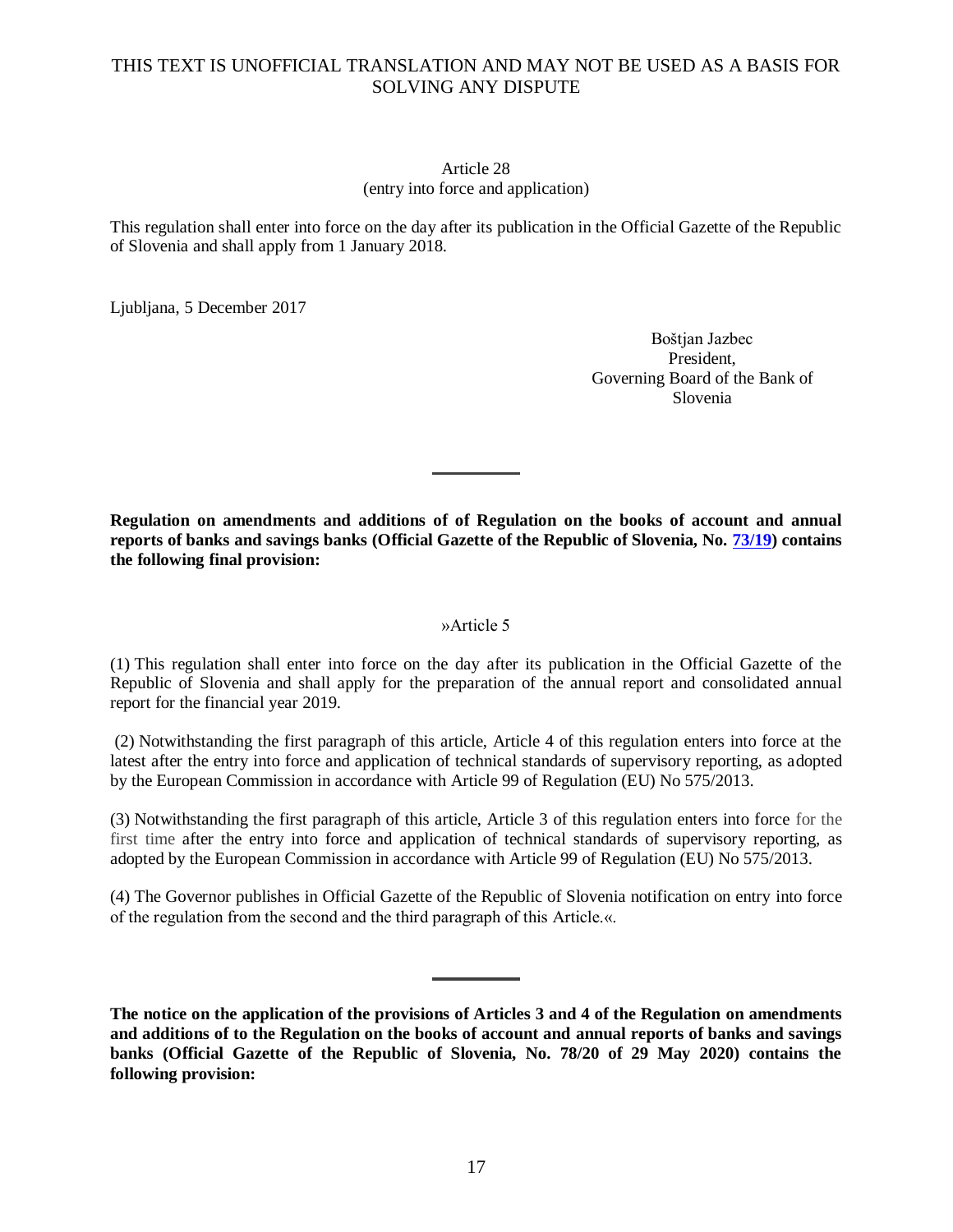THIS TEXT IS UNOFFICIAL TRANSLATION AND MAY NOT BE USED AS A BASIS FOR SOLVING ANY DISPUTE

Article 28
(entry into force and application)

This regulation shall enter into force on the day after its publication in the Official Gazette of the Republic of Slovenia and shall apply from 1 January 2018.

Ljubljana, 5 December 2017

Boštjan Jazbec
President,
Governing Board of the Bank of Slovenia

---

**Regulation on amendments and additions of of Regulation on the books of account and annual reports of banks and savings banks (Official Gazette of the Republic of Slovenia, No. 73/19) contains the following final provision:**

»Article 5

(1) This regulation shall enter into force on the day after its publication in the Official Gazette of the Republic of Slovenia and shall apply for the preparation of the annual report and consolidated annual report for the financial year 2019.

(2) Notwithstanding the first paragraph of this article, Article 4 of this regulation enters into force at the latest after the entry into force and application of technical standards of supervisory reporting, as adopted by the European Commission in accordance with Article 99 of Regulation (EU) No 575/2013.

(3) Notwithstanding the first paragraph of this article, Article 3 of this regulation enters into force for the first time after the entry into force and application of technical standards of supervisory reporting, as adopted by the European Commission in accordance with Article 99 of Regulation (EU) No 575/2013.

(4) The Governor publishes in Official Gazette of the Republic of Slovenia notification on entry into force of the regulation from the second and the third paragraph of this Article.«.

---

**The notice on the application of the provisions of Articles 3 and 4 of the Regulation on amendments and additions of to the Regulation on the books of account and annual reports of banks and savings banks (Official Gazette of the Republic of Slovenia, No. 78/20 of 29 May 2020) contains the following provision:**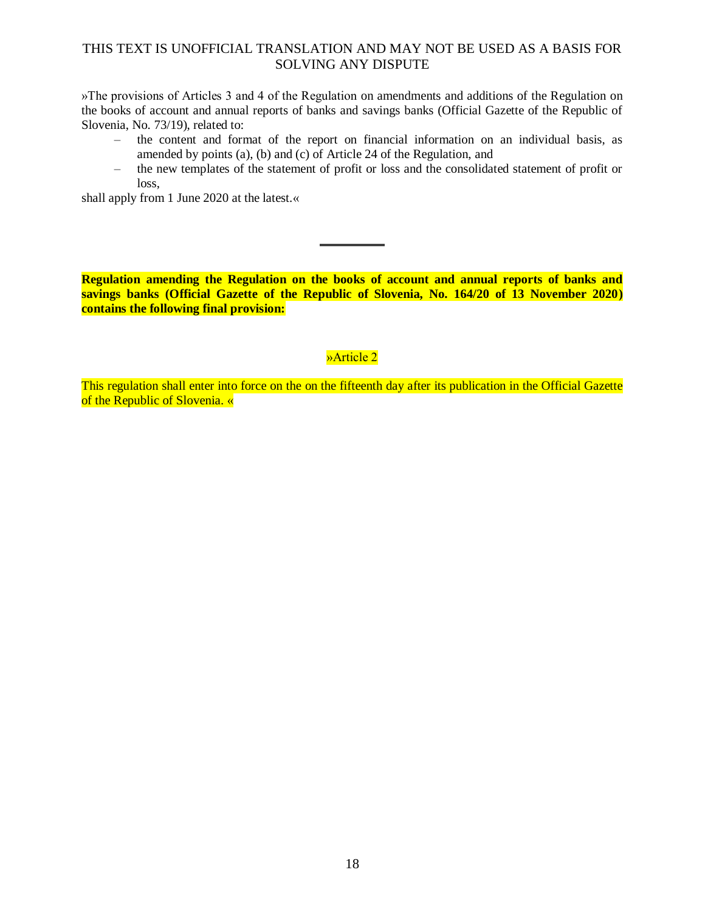»The provisions of Articles 3 and 4 of the Regulation on amendments and additions of the Regulation on the books of account and annual reports of banks and savings banks (Official Gazette of the Republic of Slovenia, No. 73/19), related to:

- the content and format of the report on financial information on an individual basis, as amended by points (a), (b) and (c) of Article 24 of the Regulation, and
- the new templates of the statement of profit or loss and the consolidated statement of profit or loss,

shall apply from 1 June 2020 at the latest.«

---

**Regulation amending the Regulation on the books of account and annual reports of banks and savings banks (Official Gazette of the Republic of Slovenia, No. 164/20 of 13 November 2020) contains the following final provision:**

»Article 2

This regulation shall enter into force on the on the fifteenth day after its publication in the Official Gazette of the Republic of Slovenia. «